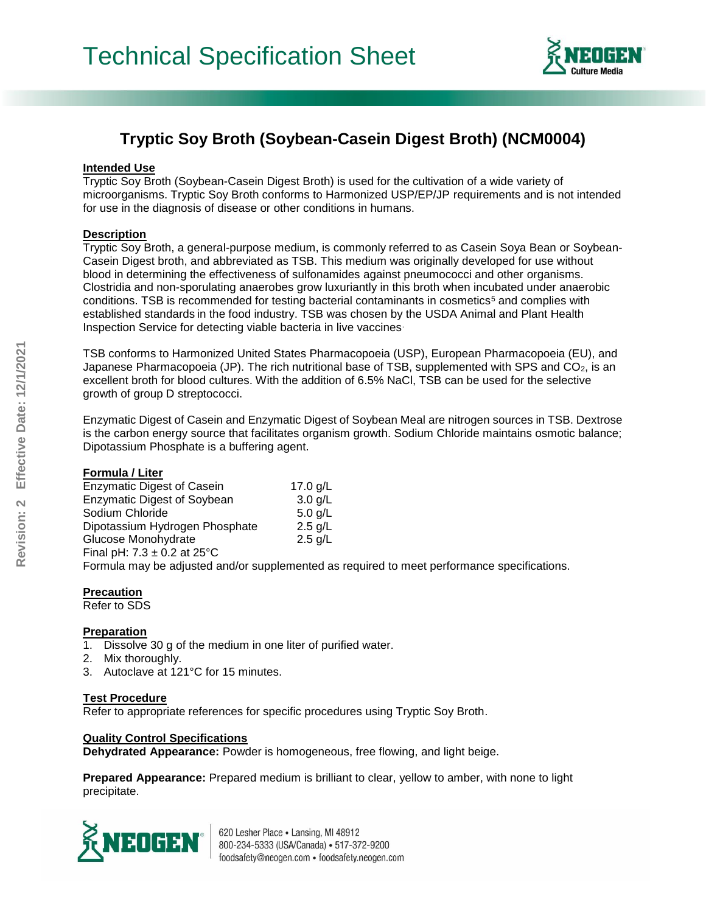# Technical Specification Sheet

## Tryptic Soy Broth (Soybean-Casein Digest Broth) (NCM0004)

### Intended Use

Tryptic Soy Broth (Soybean-Casein Digest Broth) is used for the cultivation of a wide variety of microorganisms. Tryptic Soy Broth conforms to Harmonized USP/EP/JP requirements and is not intended for use in the diagnosis of disease or other conditions in humans.

### Description

Tryptic Soy Broth, a general-purpose medium, is commonly referred to as Casein Soya Bean or Soybean-Casein Digest broth, and abbreviated as TSB. This medium was originally developed for use without blood in determining the effectiveness of sulfonamides against pneumococci and other organisms. Clostridia and non-sporulating anaerobes grow luxuriantly in this broth when incubated under anaerobic conditions. TSB is recommended for testing bacterial contaminants in cosmetics[5] and complies with established standards in the food industry. TSB was chosen by the USDA Animal and Plant Health Inspection Service for detecting viable bacteria in live vaccines.

TSB conforms to Harmonized United States Pharmacopoeia (USP), European Pharmacopoeia (EU), and Japanese Pharmacopoeia (JP). The rich nutritional base of TSB, supplemented with SPS and $CO_2$, is an excellent broth for blood cultures. With the addition of 6.5% NaCl, TSB can be used for the selective growth of group D streptococci.

Enzymatic Digest of Casein and Enzymatic Digest of Soybean Meal are nitrogen sources in TSB. Dextrose is the carbon energy source that facilitates organism growth. Sodium Chloride maintains osmotic balance; Dipotassium Phosphate is a buffering agent.

### Formula / Liter

| Ingredient | Amount |
|---|---|
| Enzymatic Digest of Casein | 17.0 g/L |
| Enzymatic Digest of Soybean | 3.0 g/L |
| Sodium Chloride | 5.0 g/L |
| Dipotassium Hydrogen Phosphate | 2.5 g/L |
| Glucose Monohydrate | 2.5 g/L |

Final pH: 7.3 ± 0.2 at 25°C

Formula may be adjusted and/or supplemented as required to meet performance specifications.

### Precaution

Refer to SDS

### Preparation

1. Dissolve 30 g of the medium in one liter of purified water.
2. Mix thoroughly.
3. Autoclave at 121°C for 15 minutes.

### Test Procedure

Refer to appropriate references for specific procedures using Tryptic Soy Broth.

### Quality Control Specifications

**Dehydrated Appearance:** Powder is homogeneous, free flowing, and light beige.

**Prepared Appearance:** Prepared medium is brilliant to clear, yellow to amber, with none to light precipitate.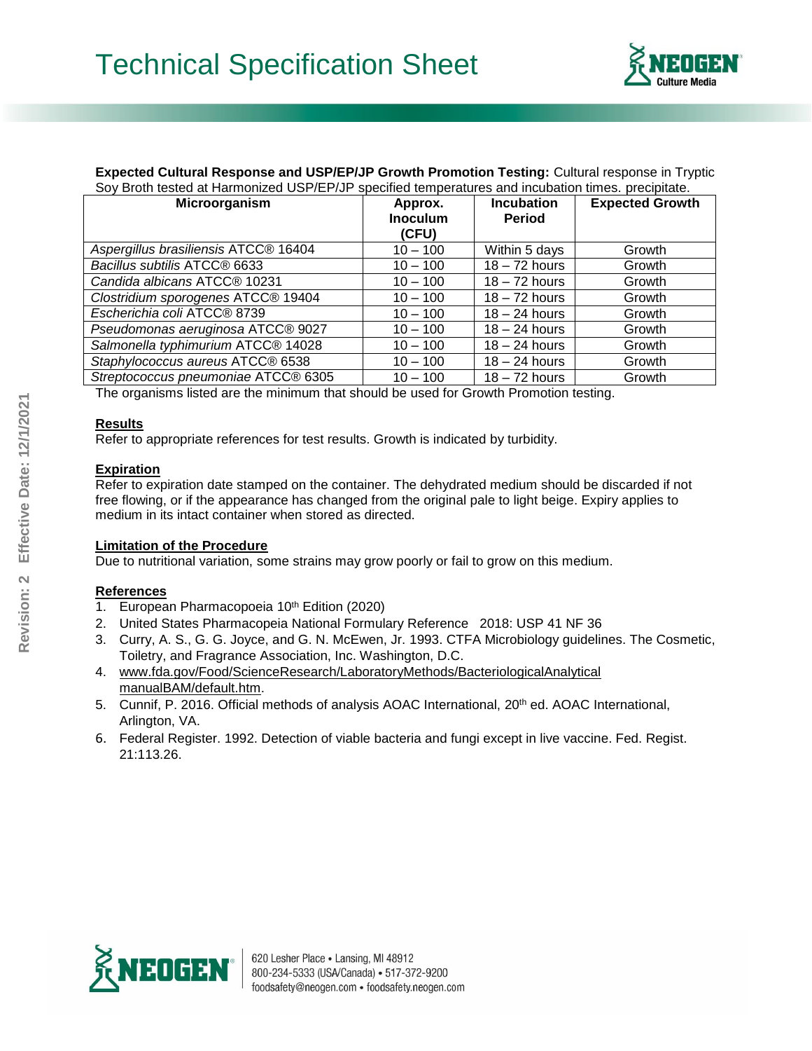# Technical Specification Sheet

**Expected Cultural Response and USP/EP/JP Growth Promotion Testing:** Cultural response in Tryptic Soy Broth tested at Harmonized USP/EP/JP specified temperatures and incubation times. precipitate.

| Microorganism | Approx. Inoculum (CFU) | Incubation Period | Expected Growth |
|---|---|---|---|
| *Aspergillus brasiliensis* ATCC® 16404 | 10 – 100 | Within 5 days | Growth |
| *Bacillus subtilis* ATCC® 6633 | 10 – 100 | 18 – 72 hours | Growth |
| *Candida albicans* ATCC® 10231 | 10 – 100 | 18 – 72 hours | Growth |
| *Clostridium sporogenes* ATCC® 19404 | 10 – 100 | 18 – 72 hours | Growth |
| *Escherichia coli* ATCC® 8739 | 10 – 100 | 18 – 24 hours | Growth |
| *Pseudomonas aeruginosa* ATCC® 9027 | 10 – 100 | 18 – 24 hours | Growth |
| *Salmonella typhimurium* ATCC® 14028 | 10 – 100 | 18 – 24 hours | Growth |
| *Staphylococcus aureus* ATCC® 6538 | 10 – 100 | 18 – 24 hours | Growth |
| *Streptococcus pneumoniae* ATCC® 6305 | 10 – 100 | 18 – 72 hours | Growth |

The organisms listed are the minimum that should be used for Growth Promotion testing.

## Results

Refer to appropriate references for test results. Growth is indicated by turbidity.

## Expiration

Refer to expiration date stamped on the container. The dehydrated medium should be discarded if not free flowing, or if the appearance has changed from the original pale to light beige. Expiry applies to medium in its intact container when stored as directed.

## Limitation of the Procedure

Due to nutritional variation, some strains may grow poorly or fail to grow on this medium.

## References

1. European Pharmacopoeia 10th Edition (2020)
2. United States Pharmacopeia National Formulary Reference 2018: USP 41 NF 36
3. Curry, A. S., G. G. Joyce, and G. N. McEwen, Jr. 1993. CTFA Microbiology guidelines. The Cosmetic, Toiletry, and Fragrance Association, Inc. Washington, D.C.
4. www.fda.gov/Food/ScienceResearch/LaboratoryMethods/BacteriologicalAnalytical manualBAM/default.htm.
5. Cunnif, P. 2016. Official methods of analysis AOAC International, 20th ed. AOAC International, Arlington, VA.
6. Federal Register. 1992. Detection of viable bacteria and fungi except in live vaccine. Fed. Regist. 21:113.26.

620 Lesher Place • Lansing, MI 48912
800-234-5333 (USA/Canada) • 517-372-9200
foodsafety@neogen.com • foodsafety.neogen.com